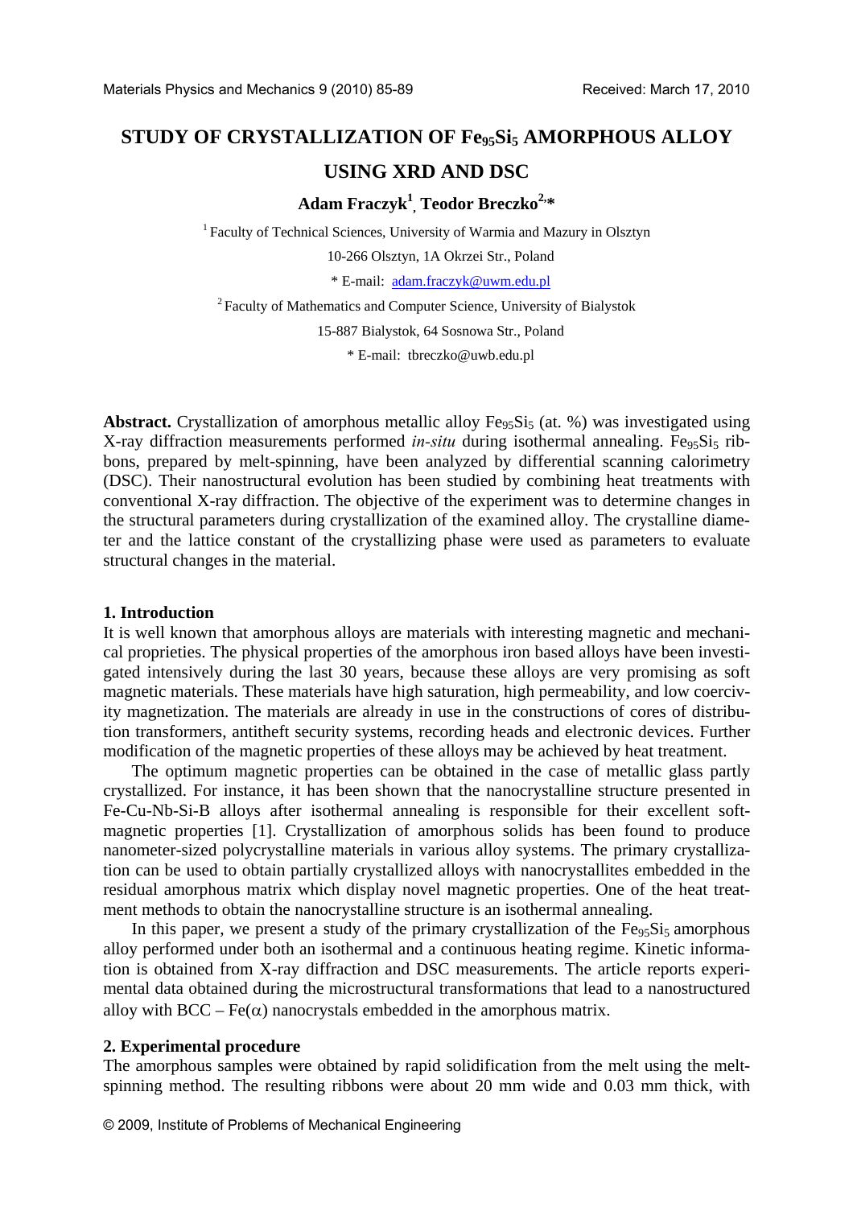# STUDY OF CRYSTALLIZATION OF $Fe_{95}Si_5$ AMORPHOUS ALLOY USING XRD AND DSC

**Adam Fraczyk[1], Teodor Breczko[2,*]**

[1] Faculty of Technical Sciences, University of Warmia and Mazury in Olsztyn

10-266 Olsztyn, 1A Okrzei Str., Poland

* E-mail: adam.fraczyk@uwm.edu.pl

[2] Faculty of Mathematics and Computer Science, University of Bialystok

15-887 Bialystok, 64 Sosnowa Str., Poland

* E-mail: tbreczko@uwb.edu.pl

**Abstract.** Crystallization of amorphous metallic alloy $Fe_{95}Si_5$ (at. %) was investigated using X-ray diffraction measurements performed *in-situ* during isothermal annealing. $Fe_{95}Si_5$ ribbons, prepared by melt-spinning, have been analyzed by differential scanning calorimetry (DSC). Their nanostructural evolution has been studied by combining heat treatments with conventional X-ray diffraction. The objective of the experiment was to determine changes in the structural parameters during crystallization of the examined alloy. The crystalline diameter and the lattice constant of the crystallizing phase were used as parameters to evaluate structural changes in the material.

## 1. Introduction

It is well known that amorphous alloys are materials with interesting magnetic and mechanical proprieties. The physical properties of the amorphous iron based alloys have been investigated intensively during the last 30 years, because these alloys are very promising as soft magnetic materials. These materials have high saturation, high permeability, and low coercivity magnetization. The materials are already in use in the constructions of cores of distribution transformers, antitheft security systems, recording heads and electronic devices. Further modification of the magnetic properties of these alloys may be achieved by heat treatment.

The optimum magnetic properties can be obtained in the case of metallic glass partly crystallized. For instance, it has been shown that the nanocrystalline structure presented in Fe-Cu-Nb-Si-B alloys after isothermal annealing is responsible for their excellent soft-magnetic properties [1]. Crystallization of amorphous solids has been found to produce nanometer-sized polycrystalline materials in various alloy systems. The primary crystallization can be used to obtain partially crystallized alloys with nanocrystallites embedded in the residual amorphous matrix which display novel magnetic properties. One of the heat treatment methods to obtain the nanocrystalline structure is an isothermal annealing.

In this paper, we present a study of the primary crystallization of the $Fe_{95}Si_5$ amorphous alloy performed under both an isothermal and a continuous heating regime. Kinetic information is obtained from X-ray diffraction and DSC measurements. The article reports experimental data obtained during the microstructural transformations that lead to a nanostructured alloy with BCC – Fe($\alpha$) nanocrystals embedded in the amorphous matrix.

## 2. Experimental procedure

The amorphous samples were obtained by rapid solidification from the melt using the melt-spinning method. The resulting ribbons were about 20 mm wide and 0.03 mm thick, with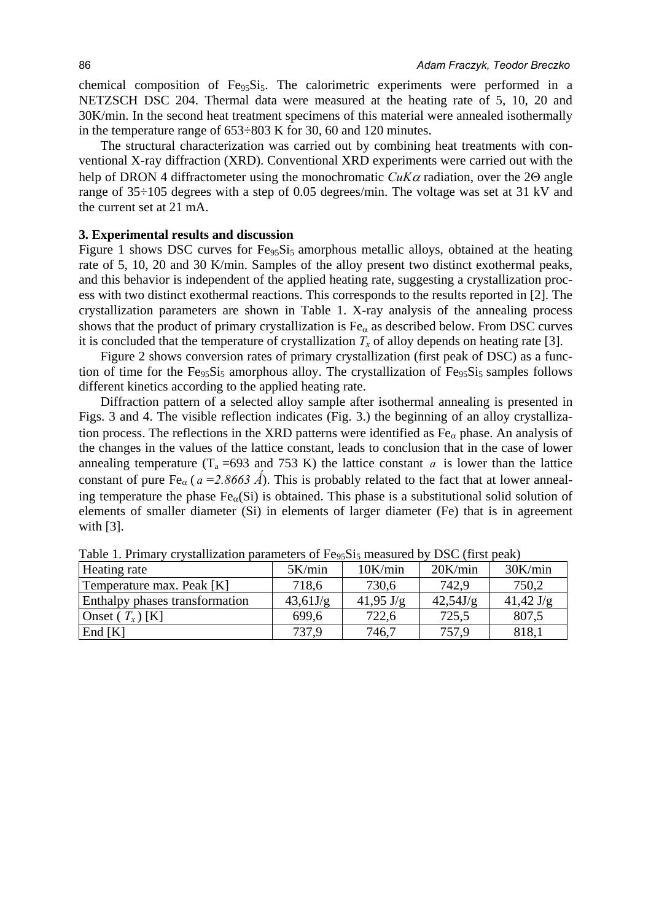chemical composition of $Fe_{95}Si_5$. The calorimetric experiments were performed in a NETZSCH DSC 204. Thermal data were measured at the heating rate of 5, 10, 20 and 30K/min. In the second heat treatment specimens of this material were annealed isothermally in the temperature range of 653÷803 K for 30, 60 and 120 minutes.

The structural characterization was carried out by combining heat treatments with conventional X-ray diffraction (XRD). Conventional XRD experiments were carried out with the help of DRON 4 diffractometer using the monochromatic $CuK\alpha$ radiation, over the 2Θ angle range of 35÷105 degrees with a step of 0.05 degrees/min. The voltage was set at 31 kV and the current set at 21 mA.

### 3. Experimental results and discussion

Figure 1 shows DSC curves for $Fe_{95}Si_5$ amorphous metallic alloys, obtained at the heating rate of 5, 10, 20 and 30 K/min. Samples of the alloy present two distinct exothermal peaks, and this behavior is independent of the applied heating rate, suggesting a crystallization process with two distinct exothermal reactions. This corresponds to the results reported in [2]. The crystallization parameters are shown in Table 1. X-ray analysis of the annealing process shows that the product of primary crystallization is $Fe_\alpha$ as described below. From DSC curves it is concluded that the temperature of crystallization $T_x$ of alloy depends on heating rate [3].

Figure 2 shows conversion rates of primary crystallization (first peak of DSC) as a function of time for the $Fe_{95}Si_5$ amorphous alloy. The crystallization of $Fe_{95}Si_5$ samples follows different kinetics according to the applied heating rate.

Diffraction pattern of a selected alloy sample after isothermal annealing is presented in Figs. 3 and 4. The visible reflection indicates (Fig. 3.) the beginning of an alloy crystallization process. The reflections in the XRD patterns were identified as $Fe_\alpha$ phase. An analysis of the changes in the values of the lattice constant, leads to conclusion that in the case of lower annealing temperature ($T_a$ =693 and 753 K) the lattice constant $a$ is lower than the lattice constant of pure $Fe_\alpha$ ( $a = 2.8663$ Å). This is probably related to the fact that at lower annealing temperature the phase $Fe_\alpha$(Si) is obtained. This phase is a substitutional solid solution of elements of smaller diameter (Si) in elements of larger diameter (Fe) that is in agreement with [3].

Table 1. Primary crystallization parameters of $Fe_{95}Si_5$ measured by DSC (first peak)

| Heating rate | 5K/min | 10K/min | 20K/min | 30K/min |
|---|---|---|---|---|
| Temperature max. Peak [K] | 718,6 | 730,6 | 742,9 | 750,2 |
| Enthalpy phases transformation | 43,61J/g | 41,95 J/g | 42,54J/g | 41,42 J/g |
| Onset ( $T_x$ ) [K] | 699,6 | 722,6 | 725,5 | 807,5 |
| End [K] | 737,9 | 746,7 | 757,9 | 818,1 |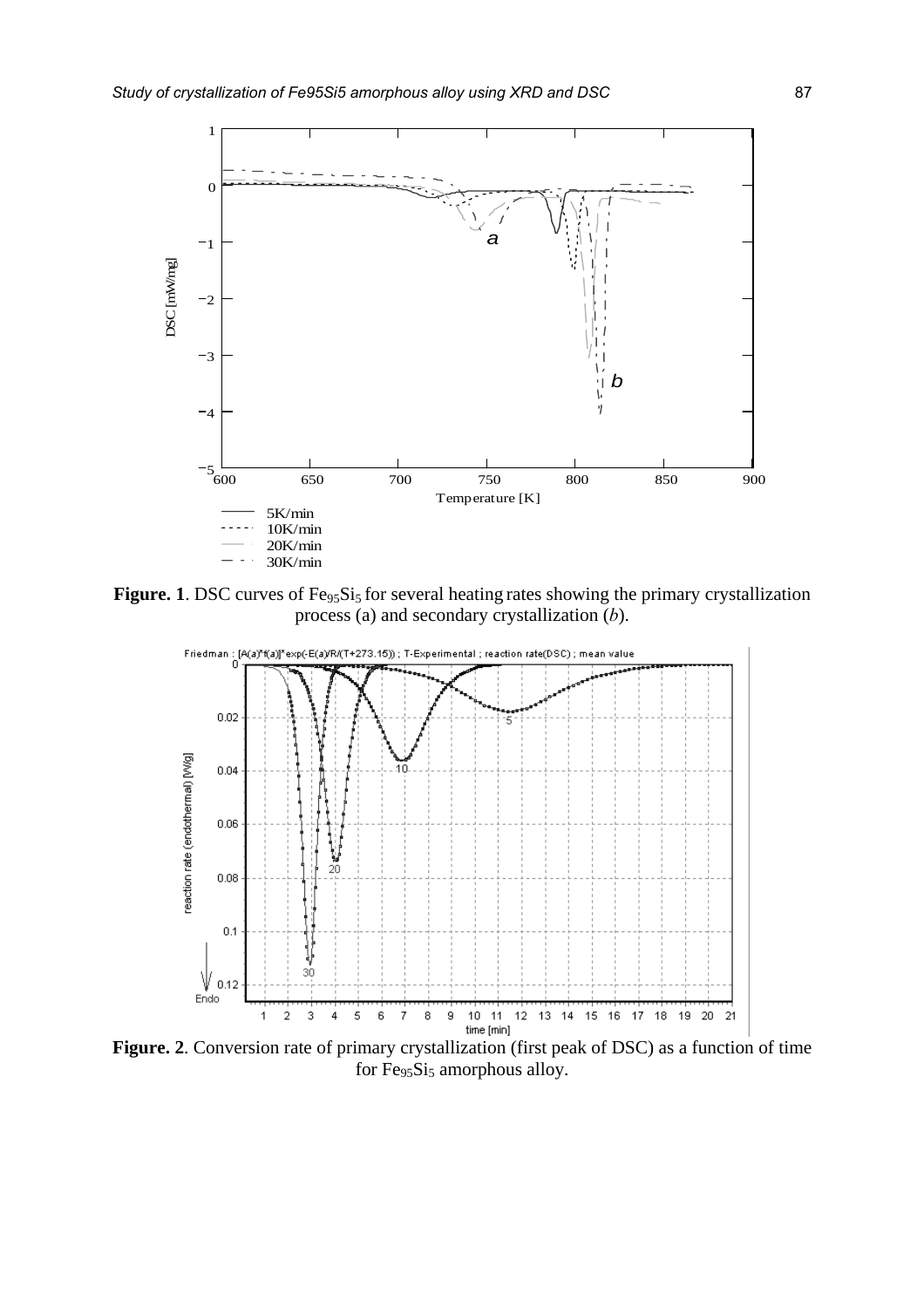**Figure. 1**. DSC curves of $Fe_{95}Si_5$ for several heating rates showing the primary crystallization process (a) and secondary crystallization (*b*).

**Figure. 2**. Conversion rate of primary crystallization (first peak of DSC) as a function of time for $Fe_{95}Si_5$ amorphous alloy.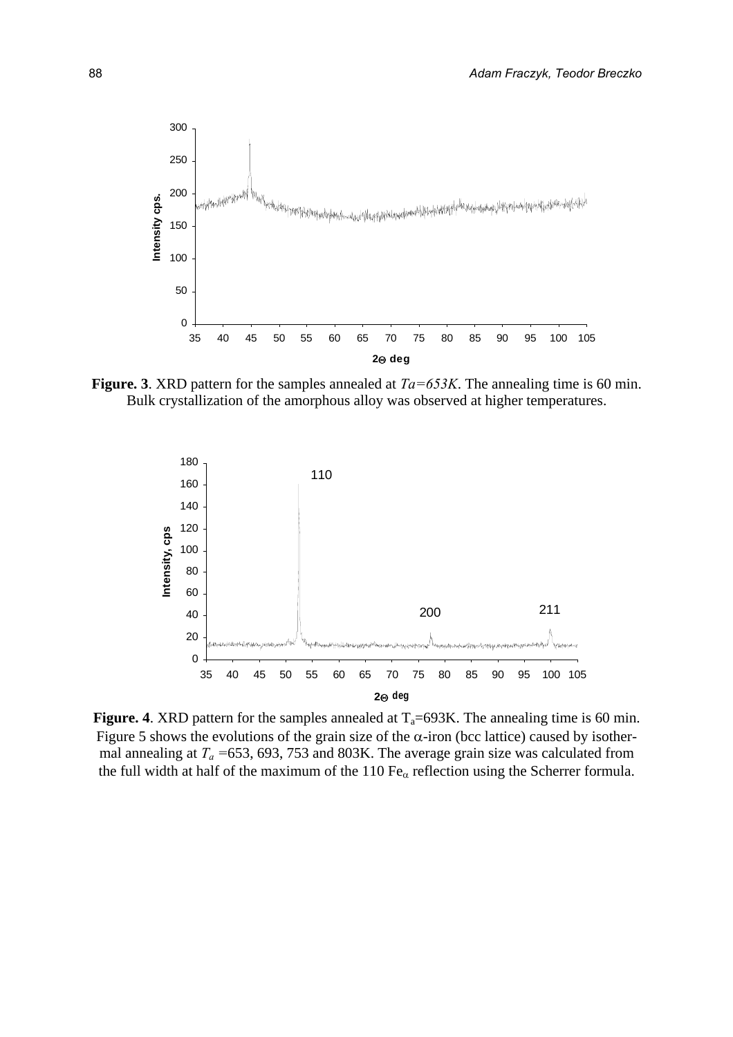**Figure. 3**. XRD pattern for the samples annealed at $Ta=653K$. The annealing time is 60 min. Bulk crystallization of the amorphous alloy was observed at higher temperatures.

**Figure. 4**. XRD pattern for the samples annealed at $T_a$=693K. The annealing time is 60 min.

Figure 5 shows the evolutions of the grain size of the $\alpha$-iron (bcc lattice) caused by isothermal annealing at $T_a$ =653, 693, 753 and 803K. The average grain size was calculated from the full width at half of the maximum of the 110 $Fe_\alpha$ reflection using the Scherrer formula.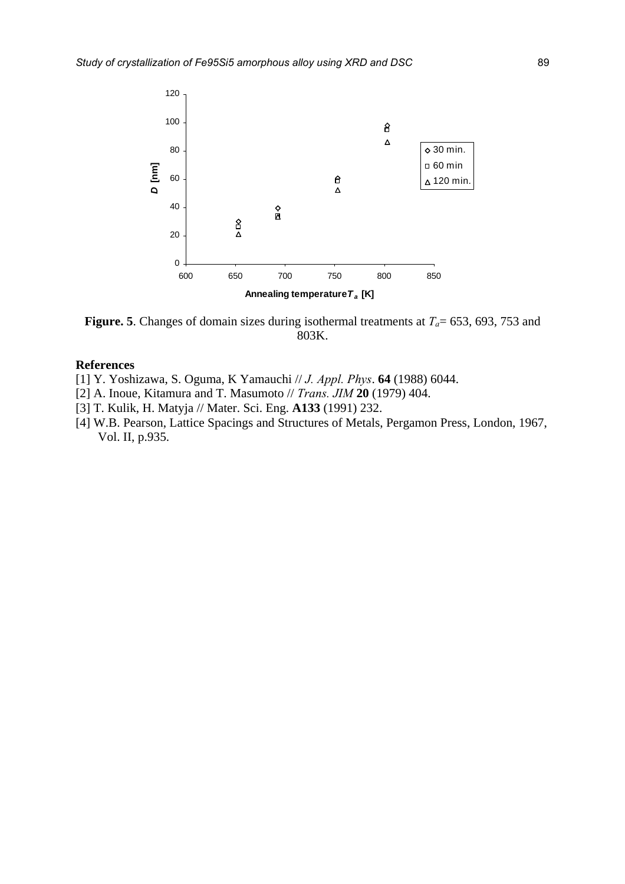120

100

80

60

40

20

0

600 650 700 750 800 850

*D* [nm]

Annealing temperature $T_a$ [K]

30 min.

60 min

120 min.

**Figure. 5**. Changes of domain sizes during isothermal treatments at $T_a$= 653, 693, 753 and 803K.

## References

[1] Y. Yoshizawa, S. Oguma, K Yamauchi // *J. Appl. Phys*. **64** (1988) 6044.

[2] A. Inoue, Kitamura and T. Masumoto // *Trans. JIM* **20** (1979) 404.

[3] T. Kulik, H. Matyja // Mater. Sci. Eng. **A133** (1991) 232.

[4] W.B. Pearson, Lattice Spacings and Structures of Metals, Pergamon Press, London, 1967, Vol. II, p.935.